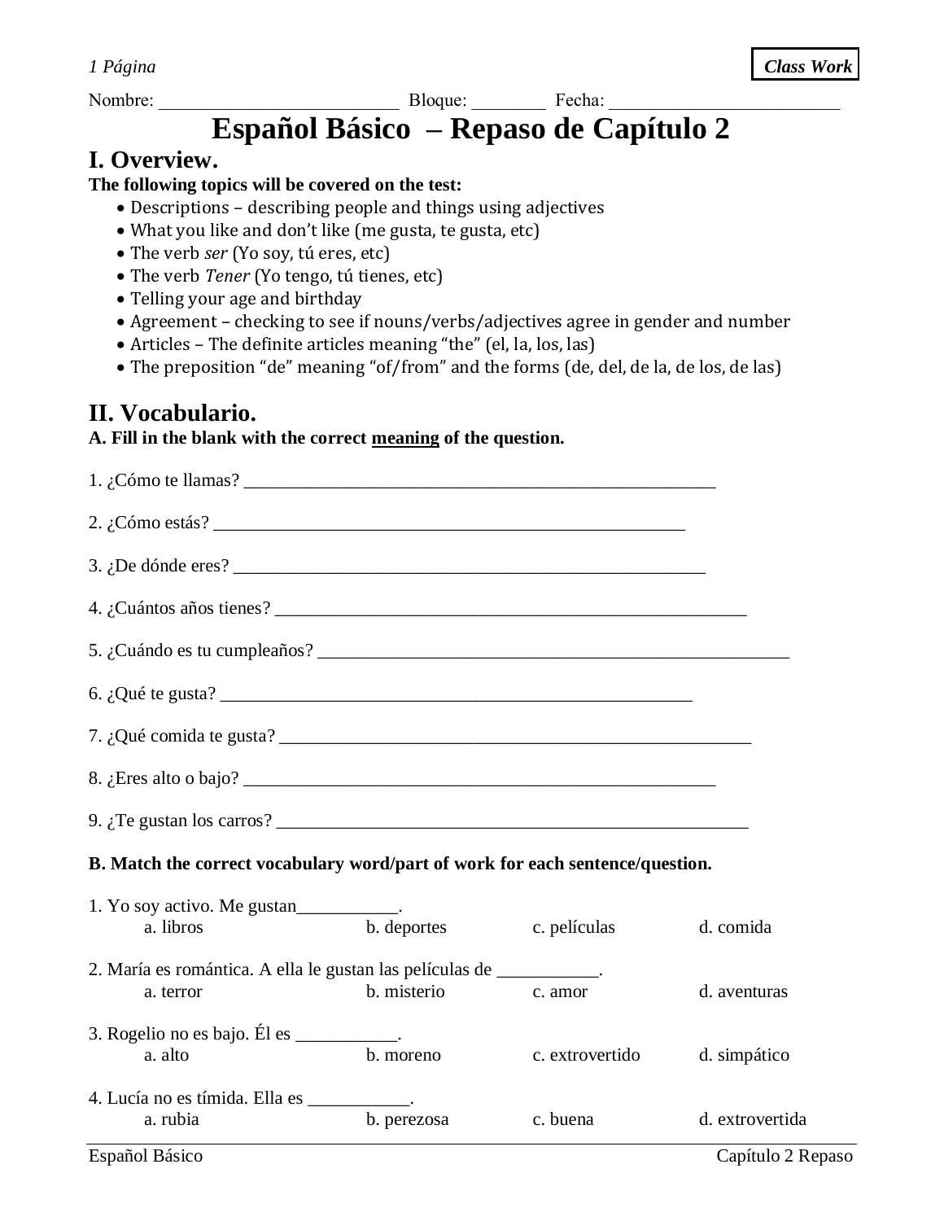**Class Work**

Nombre: ___________________________ Bloque: ________ Fecha: __________________________

# Español Básico – Repaso de Capítulo 2

## I. Overview.

**The following topics will be covered on the test:**

- Descriptions – describing people and things using adjectives
- What you like and don't like (me gusta, te gusta, etc)
- The verb *ser* (Yo soy, tú eres, etc)
- The verb *Tener* (Yo tengo, tú tienes, etc)
- Telling your age and birthday
- Agreement – checking to see if nouns/verbs/adjectives agree in gender and number
- Articles – The definite articles meaning "the" (el, la, los, las)
- The preposition "de" meaning "of/from" and the forms (de, del, de la, de los, de las)

## II. Vocabulario.

**A. Fill in the blank with the correct meaning of the question.**

1. ¿Cómo te llamas? _______________________________________________________

2. ¿Cómo estás? _______________________________________________________

3. ¿De dónde eres? _______________________________________________________

4. ¿Cuántos años tienes? _______________________________________________________

5. ¿Cuándo es tu cumpleaños? _______________________________________________________

6. ¿Qué te gusta? _______________________________________________________

7. ¿Qué comida te gusta? _______________________________________________________

8. ¿Eres alto o bajo? _______________________________________________________

9. ¿Te gustan los carros? _______________________________________________________

**B. Match the correct vocabulary word/part of work for each sentence/question.**

1. Yo soy activo. Me gustan___________.
   a. libros    b. deportes    c. películas    d. comida

2. María es romántica. A ella le gustan las películas de ___________.
   a. terror    b. misterio    c. amor    d. aventuras

3. Rogelio no es bajo. Él es ___________.
   a. alto    b. moreno    c. extrovertido    d. simpático

4. Lucía no es tímida. Ella es ___________.
   a. rubia    b. perezosa    c. buena    d. extrovertida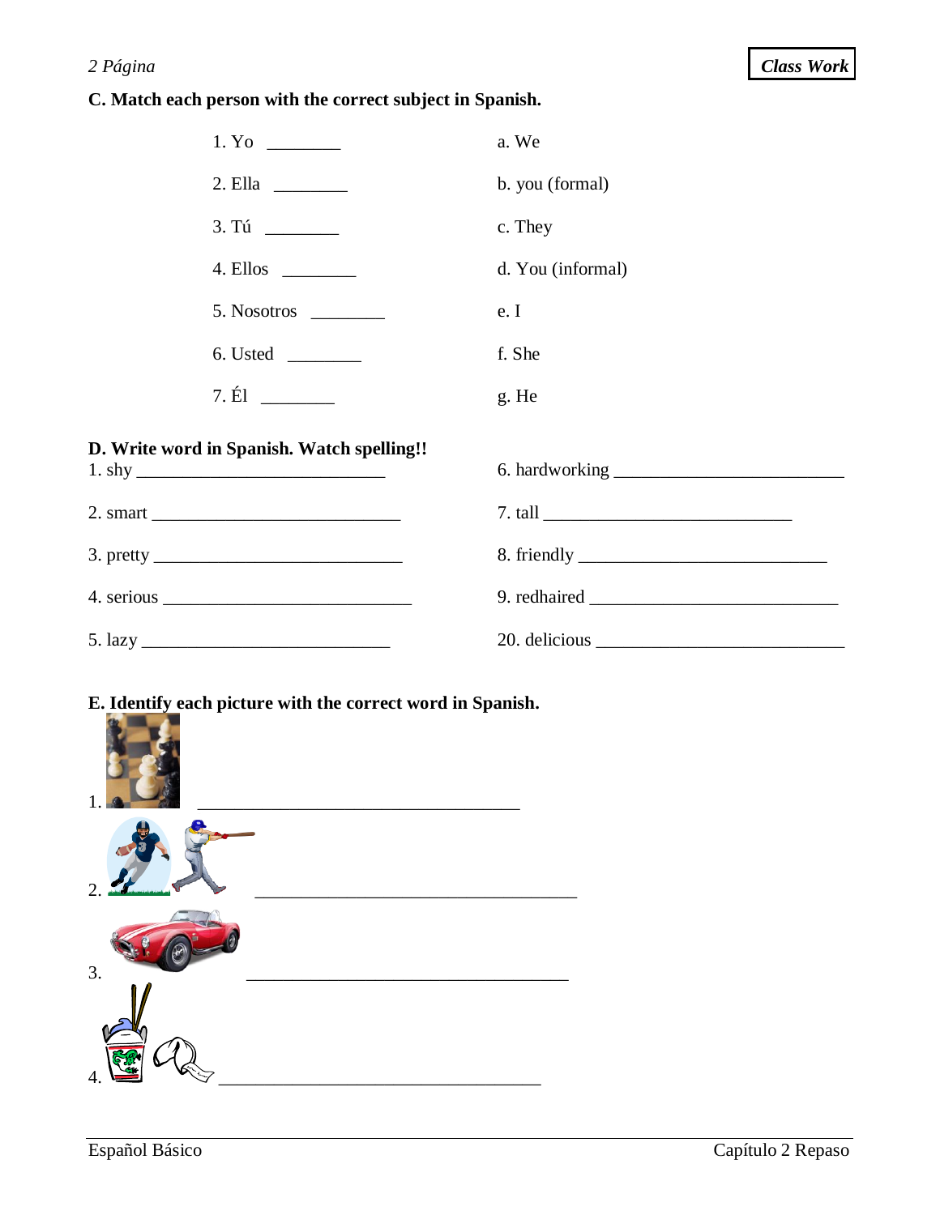*Class Work*

**C. Match each person with the correct subject in Spanish.**

| | |
|---|---|
| 1. Yo ________ | a. We |
| 2. Ella ________ | b. you (formal) |
| 3. Tú ________ | c. They |
| 4. Ellos ________ | d. You (informal) |
| 5. Nosotros ________ | e. I |
| 6. Usted ________ | f. She |
| 7. Él ________ | g. He |

**D. Write word in Spanish. Watch spelling!!**

1. shy ____________________________
2. smart ____________________________
3. pretty ____________________________
4. serious ____________________________
5. lazy ____________________________
6. hardworking ____________________________
7. tall ____________________________
8. friendly ____________________________
9. redhaired ____________________________
20. delicious ____________________________

**E. Identify each picture with the correct word in Spanish.**

1. ____________________________________
2. ____________________________________
3. ____________________________________
4. ____________________________________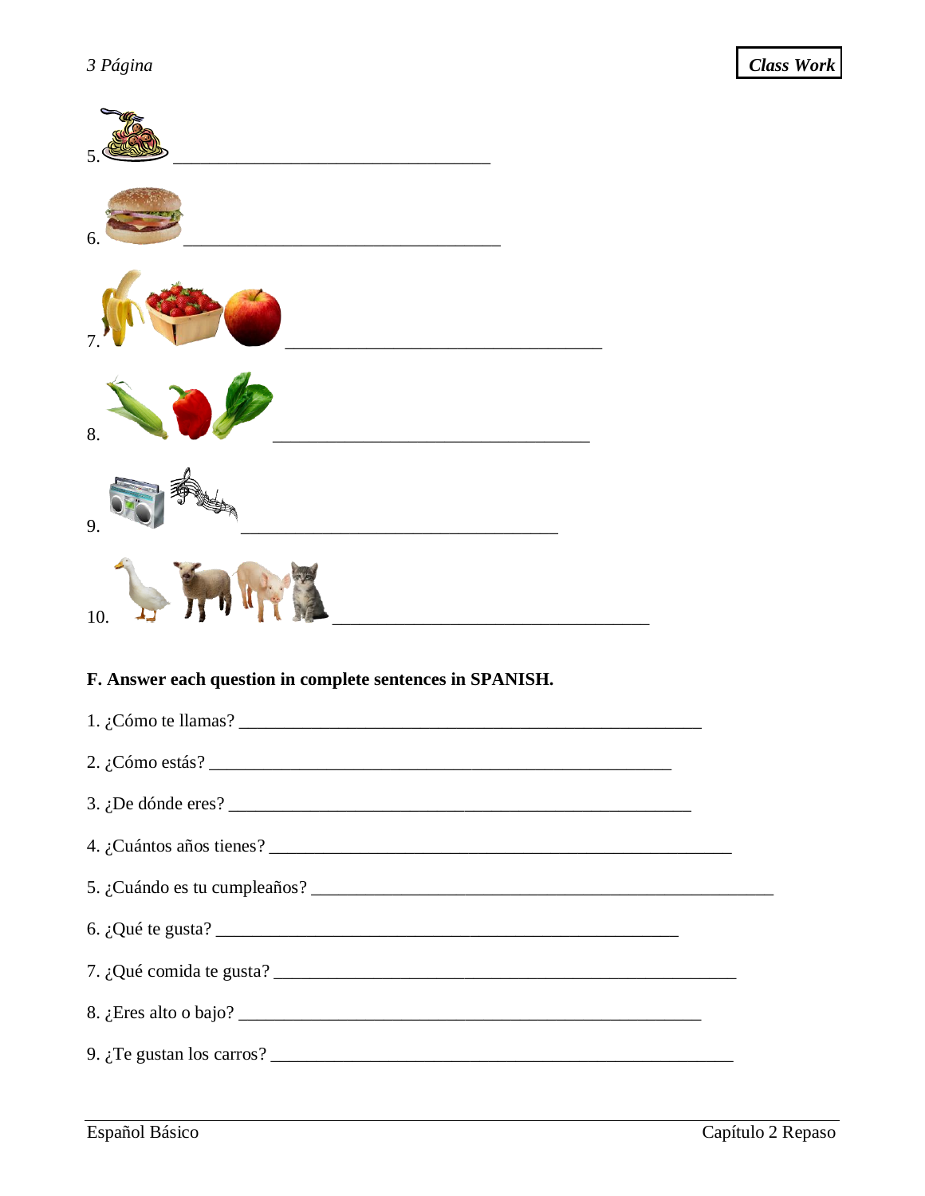5. ___________________________________

6. ___________________________________

7. ___________________________________

8. ___________________________________

9. ___________________________________

10. ___________________________________

**F. Answer each question in complete sentences in SPANISH.**

1. ¿Cómo te llamas? ___________________________________________________

2. ¿Cómo estás? ___________________________________________________

3. ¿De dónde eres? ___________________________________________________

4. ¿Cuántos años tienes? ___________________________________________________

5. ¿Cuándo es tu cumpleaños? ___________________________________________________

6. ¿Qué te gusta? ___________________________________________________

7. ¿Qué comida te gusta? ___________________________________________________

8. ¿Eres alto o bajo? ___________________________________________________

9. ¿Te gustan los carros? ___________________________________________________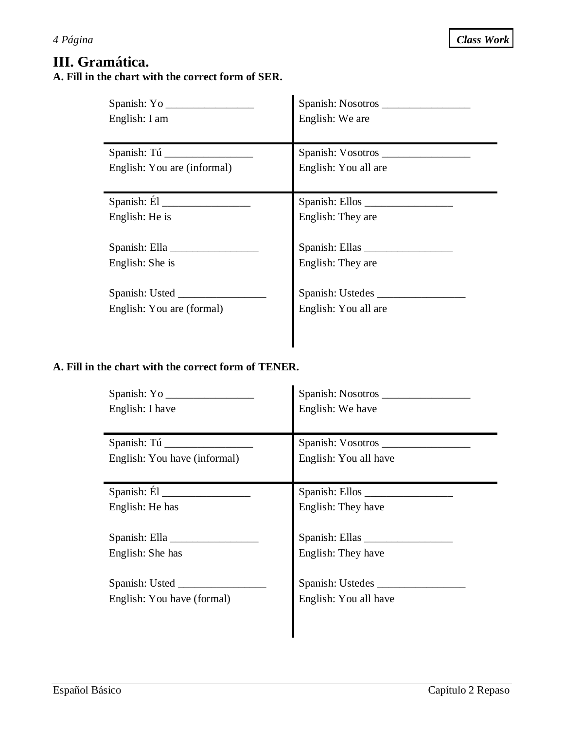# III. Gramática.

**A. Fill in the chart with the correct form of SER.**

| | |
|---|---|
| Spanish: Yo ________________<br>English: I am | Spanish: Nosotros ________________<br>English: We are |
| Spanish: Tú ________________<br>English: You are (informal) | Spanish: Vosotros ________________<br>English: You all are |
| Spanish: Él ________________<br>English: He is | Spanish: Ellos ________________<br>English: They are |
| Spanish: Ella ________________<br>English: She is | Spanish: Ellas ________________<br>English: They are |
| Spanish: Usted ________________<br>English: You are (formal) | Spanish: Ustedes ________________<br>English: You all are |

**A. Fill in the chart with the correct form of TENER.**

| | |
|---|---|
| Spanish: Yo ________________<br>English: I have | Spanish: Nosotros ________________<br>English: We have |
| Spanish: Tú ________________<br>English: You have (informal) | Spanish: Vosotros ________________<br>English: You all have |
| Spanish: Él ________________<br>English: He has | Spanish: Ellos ________________<br>English: They have |
| Spanish: Ella ________________<br>English: She has | Spanish: Ellas ________________<br>English: They have |
| Spanish: Usted ________________<br>English: You have (formal) | Spanish: Ustedes ________________<br>English: You all have |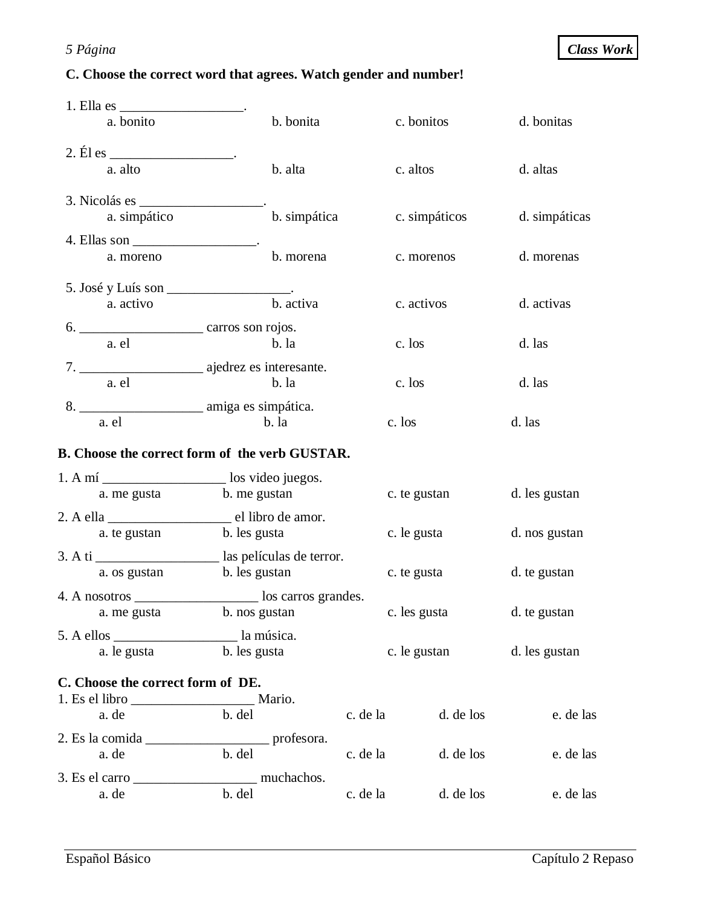**Class Work**

**C. Choose the correct word that agrees. Watch gender and number!**

1. Ella es __________________.
   a. bonito  b. bonita  c. bonitos  d. bonitas

2. Él es __________________.
   a. alto  b. alta  c. altos  d. altas

3. Nicolás es __________________.
   a. simpático  b. simpática  c. simpáticos  d. simpáticas

4. Ellas son __________________.
   a. moreno  b. morena  c. morenos  d. morenas

5. José y Luís son __________________.
   a. activo  b. activa  c. activos  d. activas

6. __________________ carros son rojos.
   a. el  b. la  c. los  d. las

7. __________________ ajedrez es interesante.
   a. el  b. la  c. los  d. las

8. __________________ amiga es simpática.
   a. el  b. la  c. los  d. las

**B. Choose the correct form of the verb GUSTAR.**

1. A mí __________________ los video juegos.
   a. me gusta  b. me gustan  c. te gustan  d. les gustan

2. A ella __________________ el libro de amor.
   a. te gustan  b. les gusta  c. le gusta  d. nos gustan

3. A ti __________________ las películas de terror.
   a. os gustan  b. les gustan  c. te gusta  d. te gustan

4. A nosotros __________________ los carros grandes.
   a. me gusta  b. nos gustan  c. les gusta  d. te gustan

5. A ellos __________________ la música.
   a. le gusta  b. les gusta  c. le gustan  d. les gustan

**C. Choose the correct form of DE.**

1. Es el libro __________________ Mario.
   a. de  b. del  c. de la  d. de los  e. de las

2. Es la comida __________________ profesora.
   a. de  b. del  c. de la  d. de los  e. de las

3. Es el carro __________________ muchachos.
   a. de  b. del  c. de la  d. de los  e. de las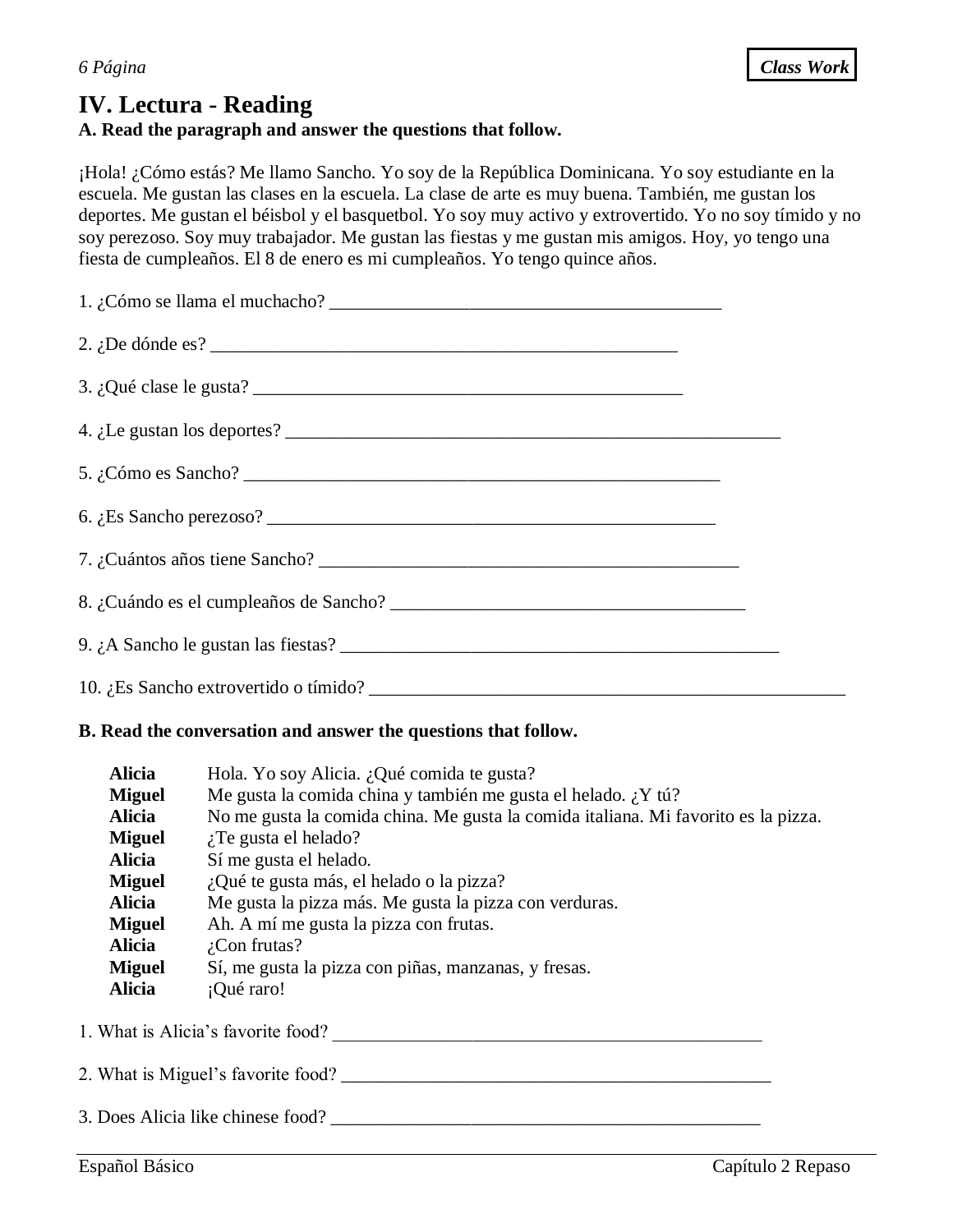**Class Work**

# IV. Lectura - Reading

**A. Read the paragraph and answer the questions that follow.**

¡Hola! ¿Cómo estás? Me llamo Sancho. Yo soy de la República Dominicana. Yo soy estudiante en la escuela. Me gustan las clases en la escuela. La clase de arte es muy buena. También, me gustan los deportes. Me gustan el béisbol y el basquetbol. Yo soy muy activo y extrovertido. Yo no soy tímido y no soy perezoso. Soy muy trabajador. Me gustan las fiestas y me gustan mis amigos. Hoy, yo tengo una fiesta de cumpleaños. El 8 de enero es mi cumpleaños. Yo tengo quince años.

1. ¿Cómo se llama el muchacho? ___________________________________________

2. ¿De dónde es? ___________________________________________________

3. ¿Qué clase le gusta? ______________________________________________

4. ¿Le gustan los deportes? _______________________________________________________

5. ¿Cómo es Sancho? ____________________________________________________

6. ¿Es Sancho perezoso? _________________________________________________

7. ¿Cuántos años tiene Sancho? ______________________________________________

8. ¿Cuándo es el cumpleaños de Sancho? ________________________________________

9. ¿A Sancho le gustan las fiestas? ________________________________________________

10. ¿Es Sancho extrovertido o tímido? ___________________________________________________

**B. Read the conversation and answer the questions that follow.**

| | |
|---|---|
| **Alicia** | Hola. Yo soy Alicia. ¿Qué comida te gusta? |
| **Miguel** | Me gusta la comida china y también me gusta el helado. ¿Y tú? |
| **Alicia** | No me gusta la comida china. Me gusta la comida italiana. Mi favorito es la pizza. |
| **Miguel** | ¿Te gusta el helado? |
| **Alicia** | Sí me gusta el helado. |
| **Miguel** | ¿Qué te gusta más, el helado o la pizza? |
| **Alicia** | Me gusta la pizza más. Me gusta la pizza con verduras. |
| **Miguel** | Ah. A mí me gusta la pizza con frutas. |
| **Alicia** | ¿Con frutas? |
| **Miguel** | Sí, me gusta la pizza con piñas, manzanas, y fresas. |
| **Alicia** | ¡Qué raro! |

1. What is Alicia's favorite food? _______________________________________________

2. What is Miguel's favorite food? _______________________________________________

3. Does Alicia like chinese food? _______________________________________________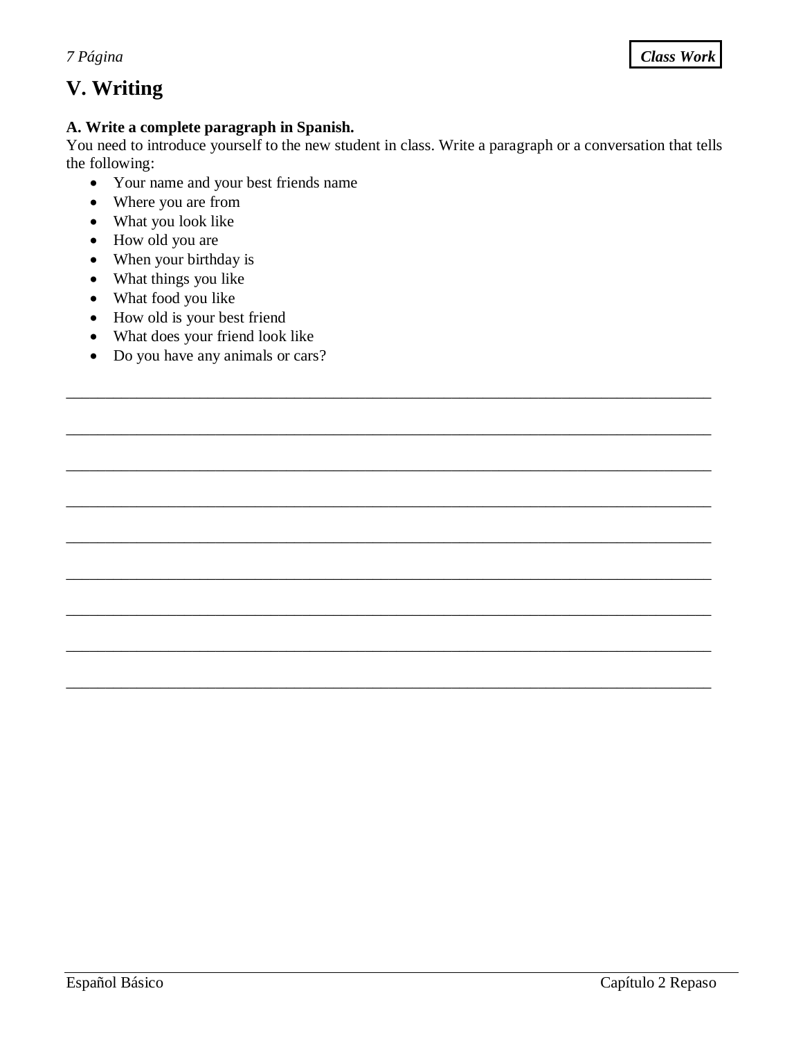## V. Writing

**A. Write a complete paragraph in Spanish.**
You need to introduce yourself to the new student in class. Write a paragraph or a conversation that tells the following:

- Your name and your best friends name
- Where you are from
- What you look like
- How old you are
- When your birthday is
- What things you like
- What food you like
- How old is your best friend
- What does your friend look like
- Do you have any animals or cars?

___________________________________________________________________________

___________________________________________________________________________

___________________________________________________________________________

___________________________________________________________________________

___________________________________________________________________________

___________________________________________________________________________

___________________________________________________________________________

___________________________________________________________________________

___________________________________________________________________________